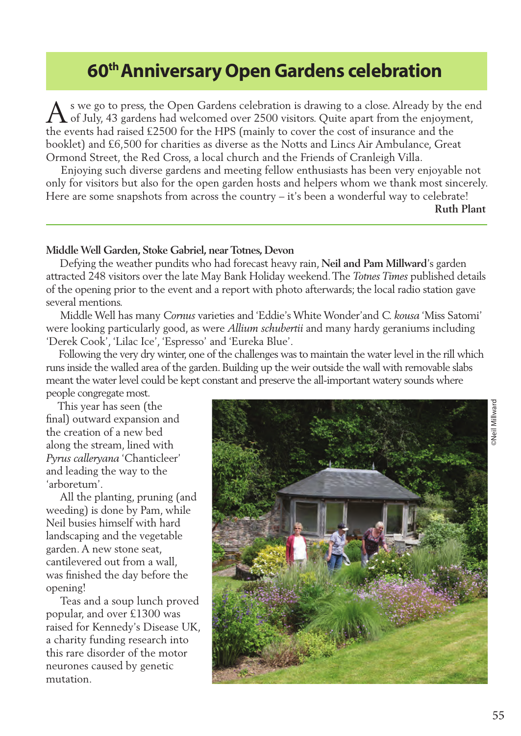# 60th Anniversary Open Gardens celebration

As we go to press, the Open Gardens celebration is drawing to a close. Already by the end of July, 43 gardens had welcomed over 2500 visitors. Quite apart from the enjoyment, the events had raised £2500 for the HPS (mainly to cover the cost of insurance and the booklet) and £6,500 for charities as diverse as the Notts and Lincs Air Ambulance, Great Ormond Street, the Red Cross, a local church and the Friends of Cranleigh Villa.

Enjoying such diverse gardens and meeting fellow enthusiasts has been very enjoyable not only for visitors but also for the open garden hosts and helpers whom we thank most sincerely. Here are some snapshots from across the country – it's been a wonderful way to celebrate!

**Ruth Plant**

---

**Middle Well Garden, Stoke Gabriel, near Totnes, Devon**

Defying the weather pundits who had forecast heavy rain, **Neil and Pam Millward**'s garden attracted 248 visitors over the late May Bank Holiday weekend. The *Totnes Times* published details of the opening prior to the event and a report with photo afterwards; the local radio station gave several mentions.

Middle Well has many *Cornus* varieties and 'Eddie's White Wonder' and *C. kousa* 'Miss Satomi' were looking particularly good, as were *Allium schubertii* and many hardy geraniums including 'Derek Cook', 'Lilac Ice', 'Espresso' and 'Eureka Blue'.

Following the very dry winter, one of the challenges was to maintain the water level in the rill which runs inside the walled area of the garden. Building up the weir outside the wall with removable slabs meant the water level could be kept constant and preserve the all-important watery sounds where people congregate most.

This year has seen (the final) outward expansion and the creation of a new bed along the stream, lined with *Pyrus calleryana* 'Chanticleer' and leading the way to the 'arboretum'.

All the planting, pruning (and weeding) is done by Pam, while Neil busies himself with hard landscaping and the vegetable garden. A new stone seat, cantilevered out from a wall, was finished the day before the opening!

Teas and a soup lunch proved popular, and over £1300 was raised for Kennedy's Disease UK, a charity funding research into this rare disorder of the motor neurones caused by genetic mutation.

©Neil Millward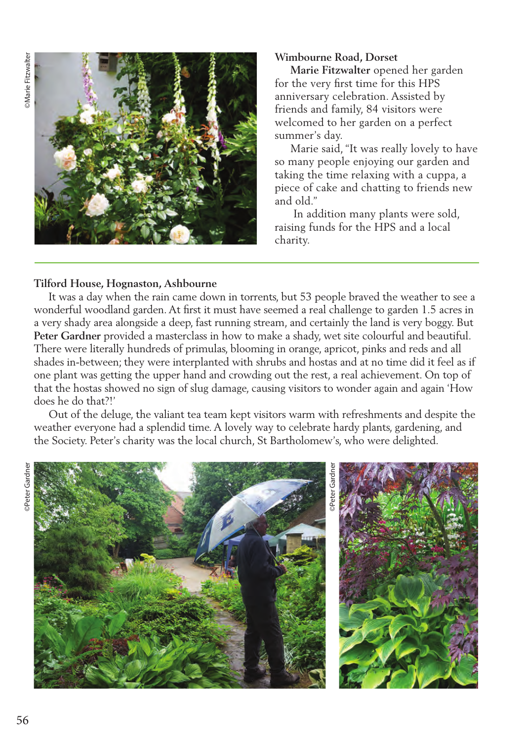### Wimbourne Road, Dorset

**Marie Fitzwalter** opened her garden for the very first time for this HPS anniversary celebration. Assisted by friends and family, 84 visitors were welcomed to her garden on a perfect summer's day.

Marie said, "It was really lovely to have so many people enjoying our garden and taking the time relaxing with a cuppa, a piece of cake and chatting to friends new and old."

In addition many plants were sold, raising funds for the HPS and a local charity.

©Marie Fitzwalter

---

### Tilford House, Hognaston, Ashbourne

It was a day when the rain came down in torrents, but 53 people braved the weather to see a wonderful woodland garden. At first it must have seemed a real challenge to garden 1.5 acres in a very shady area alongside a deep, fast running stream, and certainly the land is very boggy. But **Peter Gardner** provided a masterclass in how to make a shady, wet site colourful and beautiful. There were literally hundreds of primulas, blooming in orange, apricot, pinks and reds and all shades in-between; they were interplanted with shrubs and hostas and at no time did it feel as if one plant was getting the upper hand and crowding out the rest, a real achievement. On top of that the hostas showed no sign of slug damage, causing visitors to wonder again and again 'How does he do that?!'

Out of the deluge, the valiant tea team kept visitors warm with refreshments and despite the weather everyone had a splendid time. A lovely way to celebrate hardy plants, gardening, and the Society. Peter's charity was the local church, St Bartholomew's, who were delighted.

©Peter Gardner

©Peter Gardner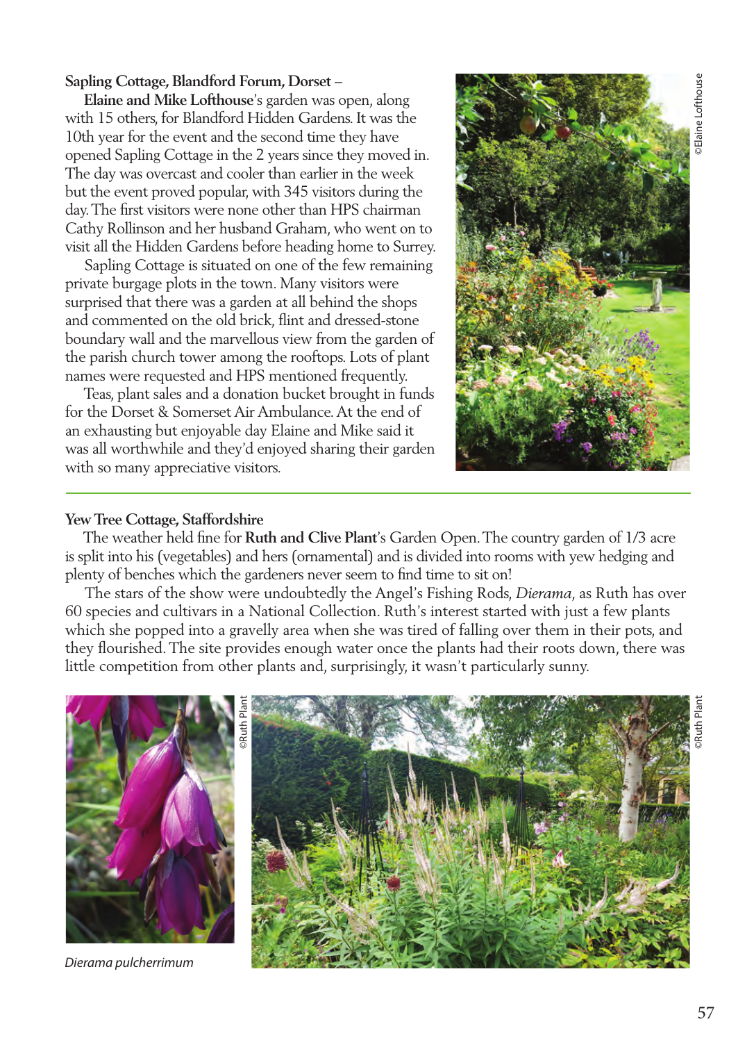**Sapling Cottage, Blandford Forum, Dorset** –

**Elaine and Mike Lofthouse**'s garden was open, along with 15 others, for Blandford Hidden Gardens. It was the 10th year for the event and the second time they have opened Sapling Cottage in the 2 years since they moved in. The day was overcast and cooler than earlier in the week but the event proved popular, with 345 visitors during the day. The first visitors were none other than HPS chairman Cathy Rollinson and her husband Graham, who went on to visit all the Hidden Gardens before heading home to Surrey.

Sapling Cottage is situated on one of the few remaining private burgage plots in the town. Many visitors were surprised that there was a garden at all behind the shops and commented on the old brick, flint and dressed-stone boundary wall and the marvellous view from the garden of the parish church tower among the rooftops. Lots of plant names were requested and HPS mentioned frequently.

Teas, plant sales and a donation bucket brought in funds for the Dorset & Somerset Air Ambulance. At the end of an exhausting but enjoyable day Elaine and Mike said it was all worthwhile and they'd enjoyed sharing their garden with so many appreciative visitors.

©Elaine Lofthouse

**Yew Tree Cottage, Staffordshire**

The weather held fine for **Ruth and Clive Plant**'s Garden Open. The country garden of 1/3 acre is split into his (vegetables) and hers (ornamental) and is divided into rooms with yew hedging and plenty of benches which the gardeners never seem to find time to sit on!

The stars of the show were undoubtedly the Angel's Fishing Rods, *Dierama*, as Ruth has over 60 species and cultivars in a National Collection. Ruth's interest started with just a few plants which she popped into a gravelly area when she was tired of falling over them in their pots, and they flourished. The site provides enough water once the plants had their roots down, there was little competition from other plants and, surprisingly, it wasn't particularly sunny.

©Ruth Plant

*Dierama pulcherrimum*

©Ruth Plant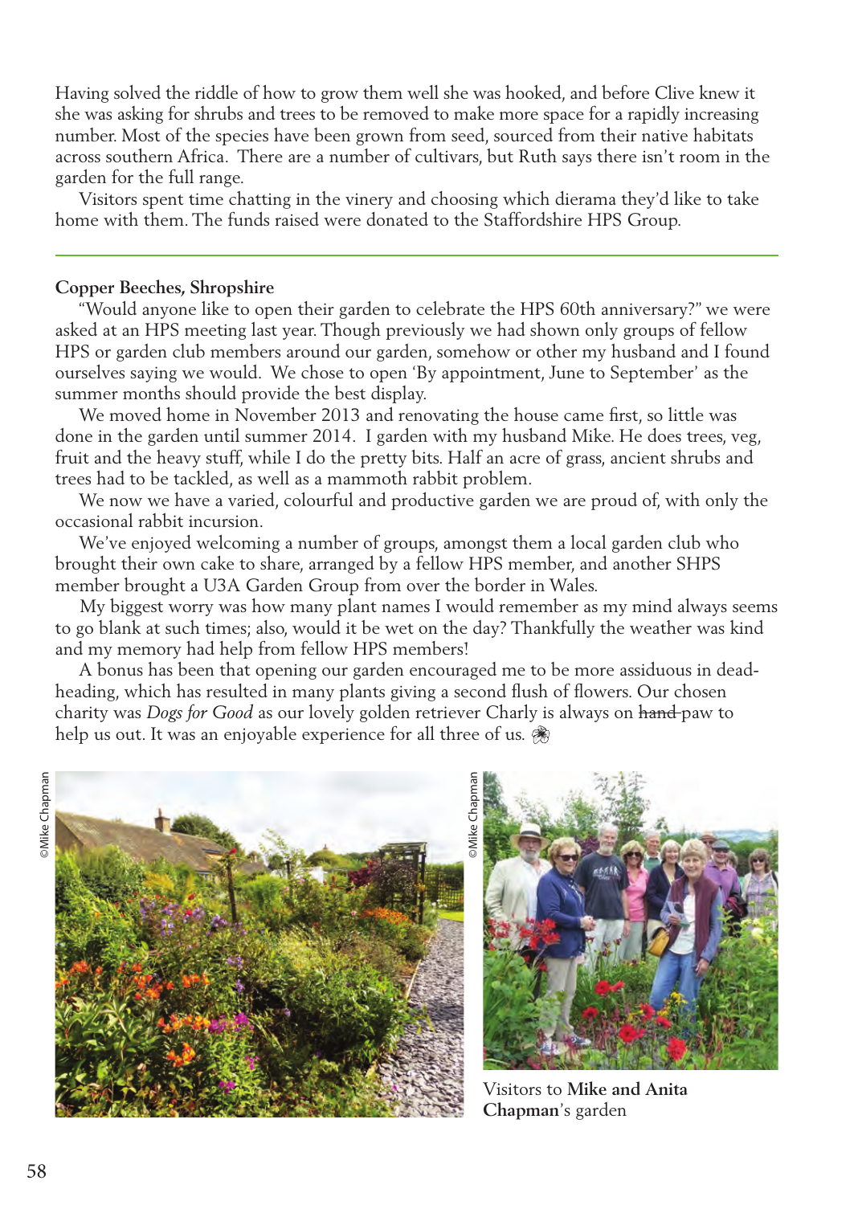Having solved the riddle of how to grow them well she was hooked, and before Clive knew it she was asking for shrubs and trees to be removed to make more space for a rapidly increasing number. Most of the species have been grown from seed, sourced from their native habitats across southern Africa. There are a number of cultivars, but Ruth says there isn't room in the garden for the full range.

Visitors spent time chatting in the vinery and choosing which dierama they'd like to take home with them. The funds raised were donated to the Staffordshire HPS Group.

---

**Copper Beeches, Shropshire**

"Would anyone like to open their garden to celebrate the HPS 60th anniversary?" we were asked at an HPS meeting last year. Though previously we had shown only groups of fellow HPS or garden club members around our garden, somehow or other my husband and I found ourselves saying we would. We chose to open 'By appointment, June to September' as the summer months should provide the best display.

We moved home in November 2013 and renovating the house came first, so little was done in the garden until summer 2014. I garden with my husband Mike. He does trees, veg, fruit and the heavy stuff, while I do the pretty bits. Half an acre of grass, ancient shrubs and trees had to be tackled, as well as a mammoth rabbit problem.

We now we have a varied, colourful and productive garden we are proud of, with only the occasional rabbit incursion.

We've enjoyed welcoming a number of groups, amongst them a local garden club who brought their own cake to share, arranged by a fellow HPS member, and another SHPS member brought a U3A Garden Group from over the border in Wales.

My biggest worry was how many plant names I would remember as my mind always seems to go blank at such times; also, would it be wet on the day? Thankfully the weather was kind and my memory had help from fellow HPS members!

A bonus has been that opening our garden encouraged me to be more assiduous in dead-heading, which has resulted in many plants giving a second flush of flowers. Our chosen charity was *Dogs for Good* as our lovely golden retriever Charly is always on ~~hand~~ paw to help us out. It was an enjoyable experience for all three of us. ❀

©Mike Chapman

©Mike Chapman

Visitors to **Mike and Anita Chapman**'s garden